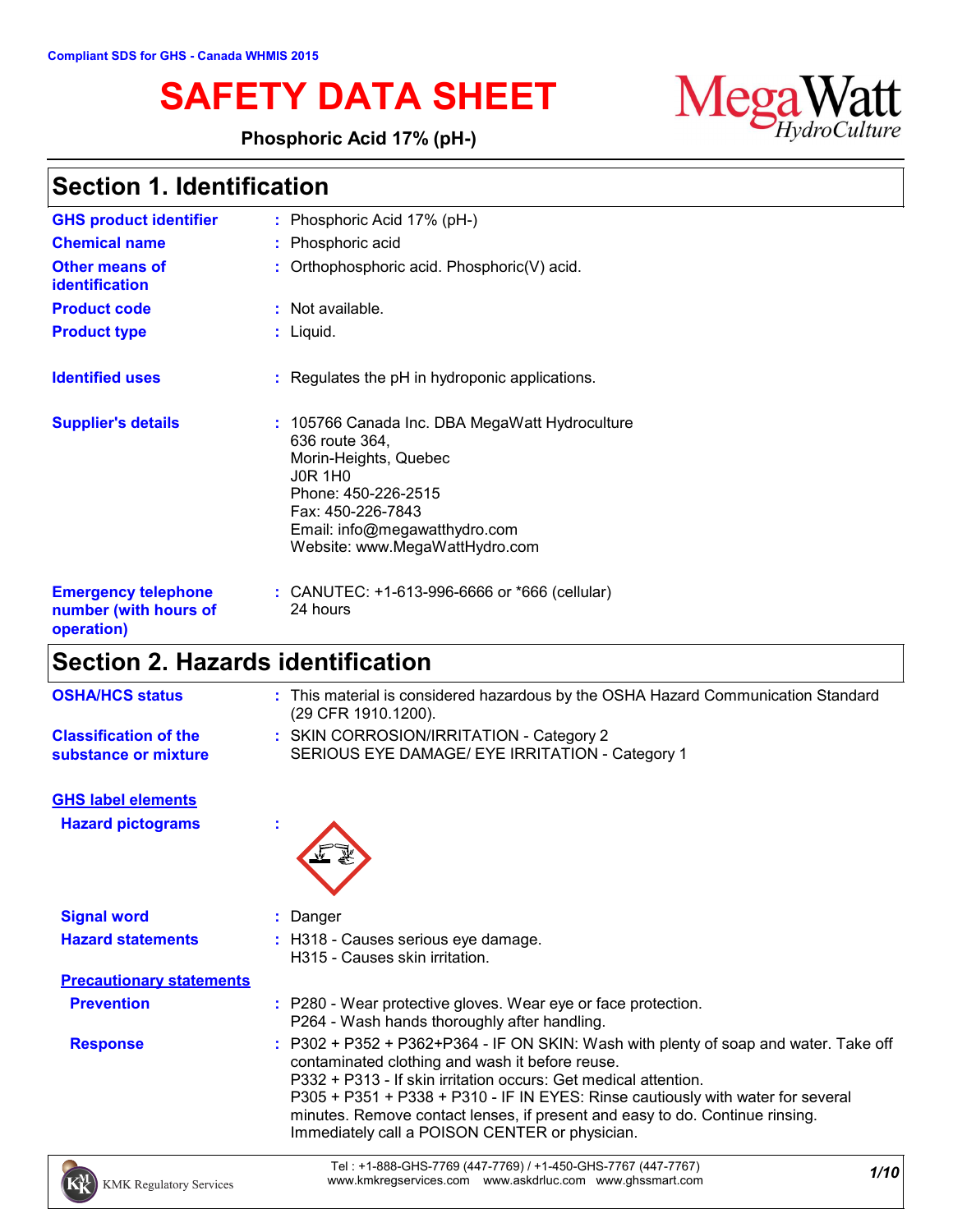Compliant SDS for GHS - Canada WHMIS 2015

# SAFETY DATA SHEET

**Phosphoric Acid 17% (pH-)**

MegaWatt HydroCulture

## Section 1. Identification

| | |
|---|---|
| **GHS product identifier** | : Phosphoric Acid 17% (pH-) |
| **Chemical name** | : Phosphoric acid |
| **Other means of identification** | : Orthophosphoric acid. Phosphoric(V) acid. |
| **Product code** | : Not available. |
| **Product type** | : Liquid. |
| **Identified uses** | : Regulates the pH in hydroponic applications. |
| **Supplier's details** | : 105766 Canada Inc. DBA MegaWatt Hydroculture<br>636 route 364,<br>Morin-Heights, Quebec<br>J0R 1H0<br>Phone: 450-226-2515<br>Fax: 450-226-7843<br>Email: info@megawatthydro.com<br>Website: www.MegaWattHydro.com |
| **Emergency telephone number (with hours of operation)** | : CANUTEC: +1-613-996-6666 or *666 (cellular)<br>24 hours |

## Section 2. Hazards identification

| | |
|---|---|
| **OSHA/HCS status** | : This material is considered hazardous by the OSHA Hazard Communication Standard (29 CFR 1910.1200). |
| **Classification of the substance or mixture** | : SKIN CORROSION/IRRITATION - Category 2<br>SERIOUS EYE DAMAGE/ EYE IRRITATION - Category 1 |

### GHS label elements

| | |
|---|---|
| **Hazard pictograms** | : |
| **Signal word** | : Danger |
| **Hazard statements** | : H318 - Causes serious eye damage.<br>H315 - Causes skin irritation. |

### Precautionary statements

| | |
|---|---|
| **Prevention** | : P280 - Wear protective gloves. Wear eye or face protection.<br>P264 - Wash hands thoroughly after handling. |
| **Response** | : P302 + P352 + P362+P364 - IF ON SKIN: Wash with plenty of soap and water. Take off contaminated clothing and wash it before reuse.<br>P332 + P313 - If skin irritation occurs: Get medical attention.<br>P305 + P351 + P338 + P310 - IF IN EYES: Rinse cautiously with water for several minutes. Remove contact lenses, if present and easy to do. Continue rinsing. Immediately call a POISON CENTER or physician. |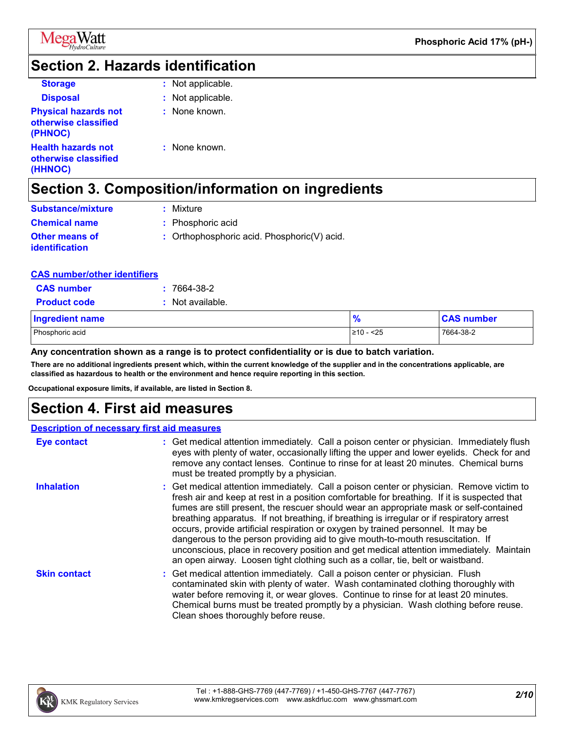## Section 2. Hazards identification

| | | |
|---|---|---|
| **Storage** | : | Not applicable. |
| **Disposal** | : | Not applicable. |
| **Physical hazards not otherwise classified (PHNOC)** | : | None known. |
| **Health hazards not otherwise classified (HHNOC)** | : | None known. |

## Section 3. Composition/information on ingredients

**Substance/mixture** : Mixture

**Chemical name** : Phosphoric acid

**Other means of identification** : Orthophosphoric acid. Phosphoric(V) acid.

**CAS number/other identifiers**

**CAS number** : 7664-38-2

**Product code** : Not available.

| Ingredient name | % | CAS number |
|---|---|---|
| Phosphoric acid | ≥10 - <25 | 7664-38-2 |

**Any concentration shown as a range is to protect confidentiality or is due to batch variation.**

**There are no additional ingredients present which, within the current knowledge of the supplier and in the concentrations applicable, are classified as hazardous to health or the environment and hence require reporting in this section.**

**Occupational exposure limits, if available, are listed in Section 8.**

## Section 4. First aid measures

**Description of necessary first aid measures**

**Eye contact** : Get medical attention immediately. Call a poison center or physician. Immediately flush eyes with plenty of water, occasionally lifting the upper and lower eyelids. Check for and remove any contact lenses. Continue to rinse for at least 20 minutes. Chemical burns must be treated promptly by a physician.

**Inhalation** : Get medical attention immediately. Call a poison center or physician. Remove victim to fresh air and keep at rest in a position comfortable for breathing. If it is suspected that fumes are still present, the rescuer should wear an appropriate mask or self-contained breathing apparatus. If not breathing, if breathing is irregular or if respiratory arrest occurs, provide artificial respiration or oxygen by trained personnel. It may be dangerous to the person providing aid to give mouth-to-mouth resuscitation. If unconscious, place in recovery position and get medical attention immediately. Maintain an open airway. Loosen tight clothing such as a collar, tie, belt or waistband.

**Skin contact** : Get medical attention immediately. Call a poison center or physician. Flush contaminated skin with plenty of water. Wash contaminated clothing thoroughly with water before removing it, or wear gloves. Continue to rinse for at least 20 minutes. Chemical burns must be treated promptly by a physician. Wash clothing before reuse. Clean shoes thoroughly before reuse.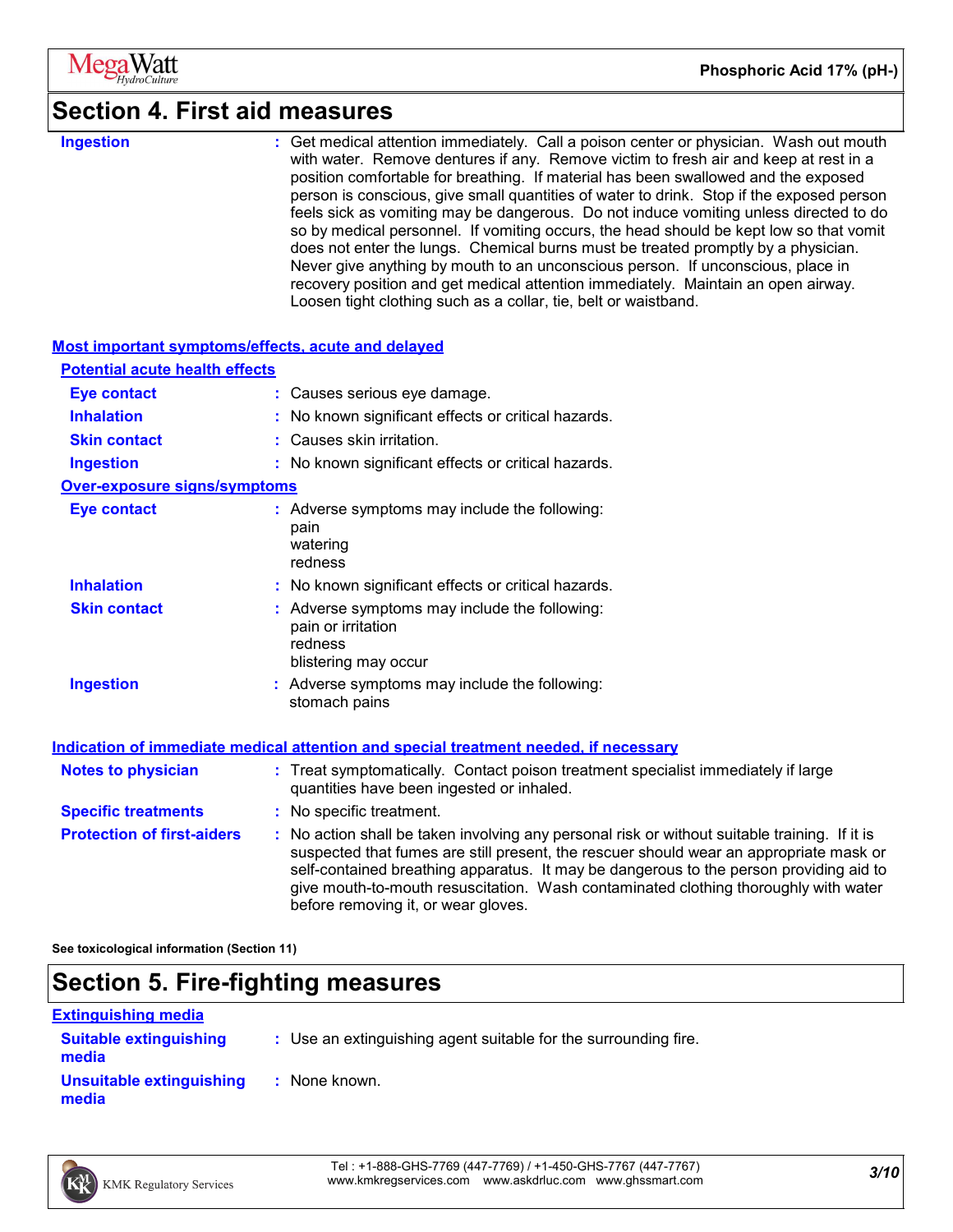## Section 4. First aid measures

| | |
|---|---|
| **Ingestion** | Get medical attention immediately. Call a poison center or physician. Wash out mouth with water. Remove dentures if any. Remove victim to fresh air and keep at rest in a position comfortable for breathing. If material has been swallowed and the exposed person is conscious, give small quantities of water to drink. Stop if the exposed person feels sick as vomiting may be dangerous. Do not induce vomiting unless directed to do so by medical personnel. If vomiting occurs, the head should be kept low so that vomit does not enter the lungs. Chemical burns must be treated promptly by a physician. Never give anything by mouth to an unconscious person. If unconscious, place in recovery position and get medical attention immediately. Maintain an open airway. Loosen tight clothing such as a collar, tie, belt or waistband. |

### Most important symptoms/effects, acute and delayed

**Potential acute health effects**

| | |
|---|---|
| **Eye contact** | Causes serious eye damage. |
| **Inhalation** | No known significant effects or critical hazards. |
| **Skin contact** | Causes skin irritation. |
| **Ingestion** | No known significant effects or critical hazards. |

**Over-exposure signs/symptoms**

| | |
|---|---|
| **Eye contact** | Adverse symptoms may include the following:<br>pain<br>watering<br>redness |
| **Inhalation** | No known significant effects or critical hazards. |
| **Skin contact** | Adverse symptoms may include the following:<br>pain or irritation<br>redness<br>blistering may occur |
| **Ingestion** | Adverse symptoms may include the following:<br>stomach pains |

### Indication of immediate medical attention and special treatment needed, if necessary

| | |
|---|---|
| **Notes to physician** | Treat symptomatically. Contact poison treatment specialist immediately if large quantities have been ingested or inhaled. |
| **Specific treatments** | No specific treatment. |
| **Protection of first-aiders** | No action shall be taken involving any personal risk or without suitable training. If it is suspected that fumes are still present, the rescuer should wear an appropriate mask or self-contained breathing apparatus. It may be dangerous to the person providing aid to give mouth-to-mouth resuscitation. Wash contaminated clothing thoroughly with water before removing it, or wear gloves. |

**See toxicological information (Section 11)**

## Section 5. Fire-fighting measures

### Extinguishing media

| | |
|---|---|
| **Suitable extinguishing media** | Use an extinguishing agent suitable for the surrounding fire. |
| **Unsuitable extinguishing media** | None known. |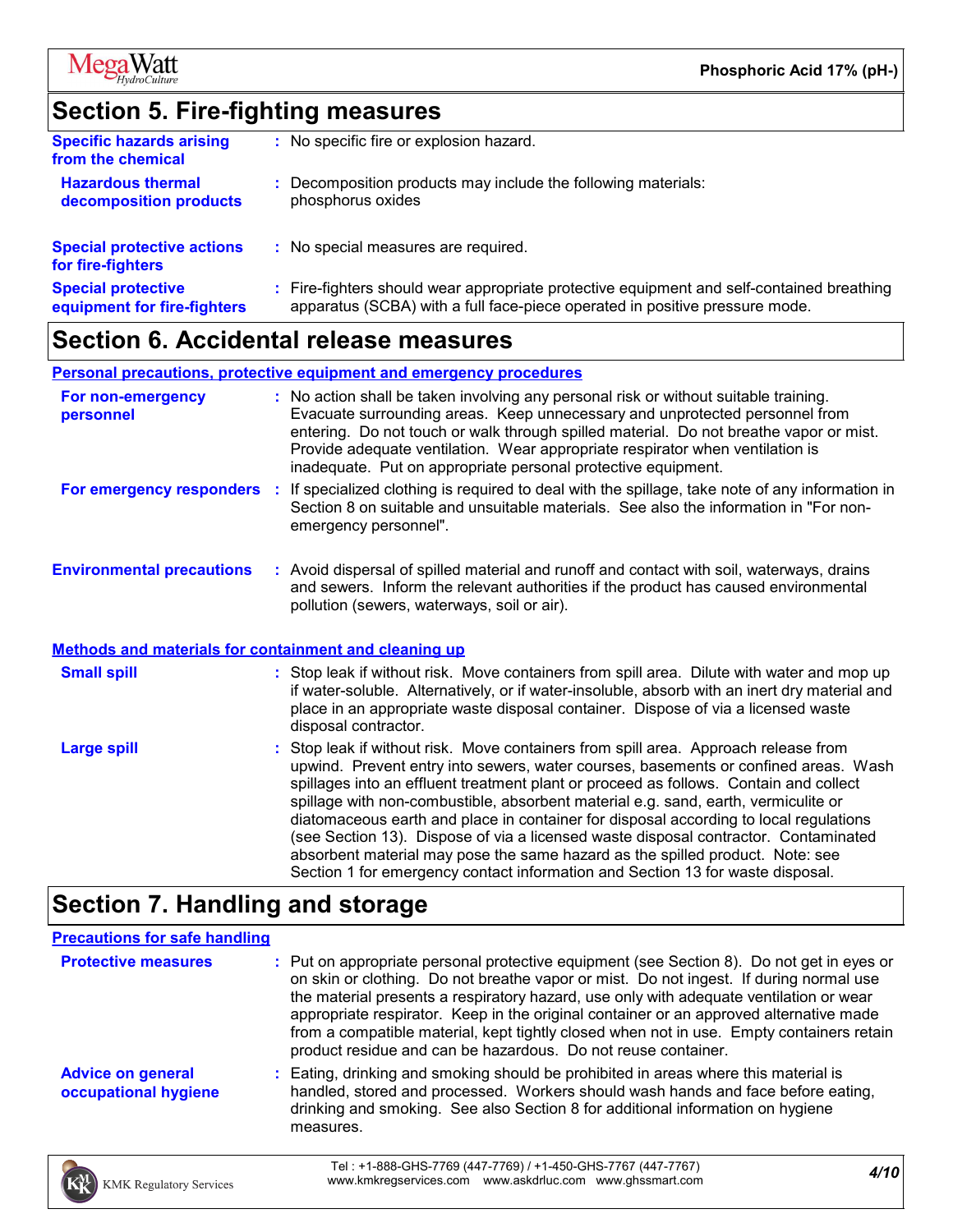## Section 5. Fire-fighting measures

**Specific hazards arising from the chemical** : No specific fire or explosion hazard.

**Hazardous thermal decomposition products** : Decomposition products may include the following materials: phosphorus oxides

**Special protective actions for fire-fighters** : No special measures are required.

**Special protective equipment for fire-fighters** : Fire-fighters should wear appropriate protective equipment and self-contained breathing apparatus (SCBA) with a full face-piece operated in positive pressure mode.

## Section 6. Accidental release measures

### Personal precautions, protective equipment and emergency procedures

**For non-emergency personnel** : No action shall be taken involving any personal risk or without suitable training. Evacuate surrounding areas. Keep unnecessary and unprotected personnel from entering. Do not touch or walk through spilled material. Do not breathe vapor or mist. Provide adequate ventilation. Wear appropriate respirator when ventilation is inadequate. Put on appropriate personal protective equipment.

**For emergency responders** : If specialized clothing is required to deal with the spillage, take note of any information in Section 8 on suitable and unsuitable materials. See also the information in "For non-emergency personnel".

**Environmental precautions** : Avoid dispersal of spilled material and runoff and contact with soil, waterways, drains and sewers. Inform the relevant authorities if the product has caused environmental pollution (sewers, waterways, soil or air).

### Methods and materials for containment and cleaning up

**Small spill** : Stop leak if without risk. Move containers from spill area. Dilute with water and mop up if water-soluble. Alternatively, or if water-insoluble, absorb with an inert dry material and place in an appropriate waste disposal container. Dispose of via a licensed waste disposal contractor.

**Large spill** : Stop leak if without risk. Move containers from spill area. Approach release from upwind. Prevent entry into sewers, water courses, basements or confined areas. Wash spillages into an effluent treatment plant or proceed as follows. Contain and collect spillage with non-combustible, absorbent material e.g. sand, earth, vermiculite or diatomaceous earth and place in container for disposal according to local regulations (see Section 13). Dispose of via a licensed waste disposal contractor. Contaminated absorbent material may pose the same hazard as the spilled product. Note: see Section 1 for emergency contact information and Section 13 for waste disposal.

## Section 7. Handling and storage

### Precautions for safe handling

**Protective measures** : Put on appropriate personal protective equipment (see Section 8). Do not get in eyes or on skin or clothing. Do not breathe vapor or mist. Do not ingest. If during normal use the material presents a respiratory hazard, use only with adequate ventilation or wear appropriate respirator. Keep in the original container or an approved alternative made from a compatible material, kept tightly closed when not in use. Empty containers retain product residue and can be hazardous. Do not reuse container.

**Advice on general occupational hygiene** : Eating, drinking and smoking should be prohibited in areas where this material is handled, stored and processed. Workers should wash hands and face before eating, drinking and smoking. See also Section 8 for additional information on hygiene measures.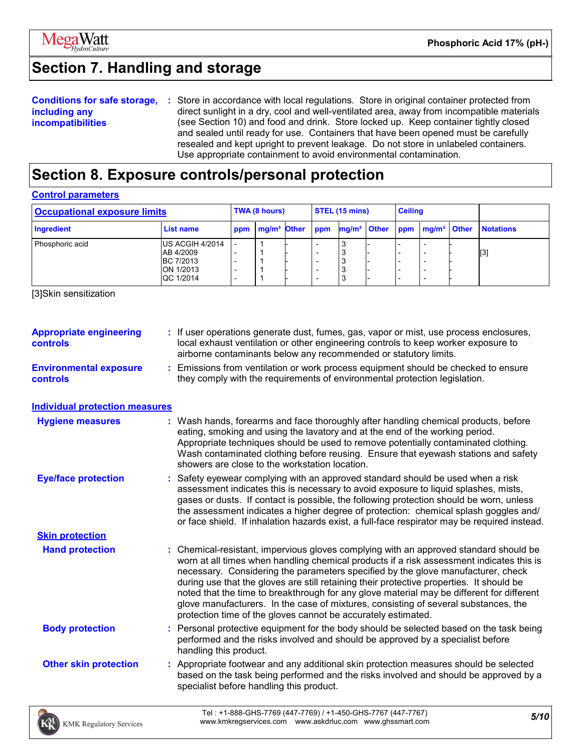## Section 7. Handling and storage

**Conditions for safe storage, including any incompatibilities** : Store in accordance with local regulations. Store in original container protected from direct sunlight in a dry, cool and well-ventilated area, away from incompatible materials (see Section 10) and food and drink. Store locked up. Keep container tightly closed and sealed until ready for use. Containers that have been opened must be carefully resealed and kept upright to prevent leakage. Do not store in unlabeled containers. Use appropriate containment to avoid environmental contamination.

## Section 8. Exposure controls/personal protection

### Control parameters

| Occupational exposure limits | | TWA (8 hours) | | | STEL (15 mins) | | | Ceiling | | | |
|---|---|---|---|---|---|---|---|---|---|---|---|
| Ingredient | List name | ppm | mg/m³ | Other | ppm | mg/m³ | Other | ppm | mg/m³ | Other | Notations |
| Phosphoric acid | US ACGIH 4/2014<br>AB 4/2009<br>BC 7/2013<br>ON 1/2013<br>QC 1/2014 | -<br>-<br>-<br>-<br>- | 1<br>1<br>1<br>1<br>1 | -<br>-<br>-<br>-<br>- | -<br>-<br>-<br>-<br>- | 3<br>3<br>3<br>3<br>3 | -<br>-<br>-<br>-<br>- | -<br>-<br>-<br>-<br>- | -<br>-<br>-<br>-<br>- | -<br>-<br>-<br>-<br>- | [3] |

[3]Skin sensitization

**Appropriate engineering controls** : If user operations generate dust, fumes, gas, vapor or mist, use process enclosures, local exhaust ventilation or other engineering controls to keep worker exposure to airborne contaminants below any recommended or statutory limits.

**Environmental exposure controls** : Emissions from ventilation or work process equipment should be checked to ensure they comply with the requirements of environmental protection legislation.

### Individual protection measures

**Hygiene measures** : Wash hands, forearms and face thoroughly after handling chemical products, before eating, smoking and using the lavatory and at the end of the working period. Appropriate techniques should be used to remove potentially contaminated clothing. Wash contaminated clothing before reusing. Ensure that eyewash stations and safety showers are close to the workstation location.

**Eye/face protection** : Safety eyewear complying with an approved standard should be used when a risk assessment indicates this is necessary to avoid exposure to liquid splashes, mists, gases or dusts. If contact is possible, the following protection should be worn, unless the assessment indicates a higher degree of protection: chemical splash goggles and/ or face shield. If inhalation hazards exist, a full-face respirator may be required instead.

#### Skin protection

**Hand protection** : Chemical-resistant, impervious gloves complying with an approved standard should be worn at all times when handling chemical products if a risk assessment indicates this is necessary. Considering the parameters specified by the glove manufacturer, check during use that the gloves are still retaining their protective properties. It should be noted that the time to breakthrough for any glove material may be different for different glove manufacturers. In the case of mixtures, consisting of several substances, the protection time of the gloves cannot be accurately estimated.

**Body protection** : Personal protective equipment for the body should be selected based on the task being performed and the risks involved and should be approved by a specialist before handling this product.

**Other skin protection** : Appropriate footwear and any additional skin protection measures should be selected based on the task being performed and the risks involved and should be approved by a specialist before handling this product.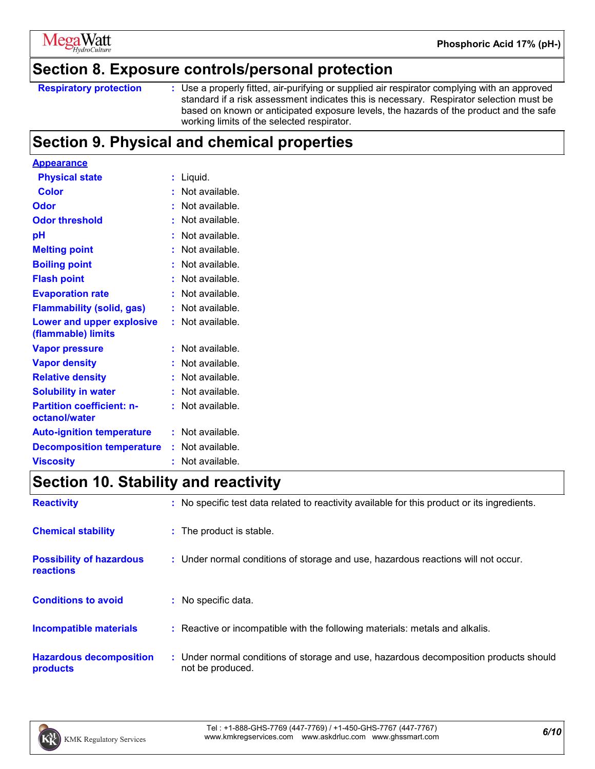## Section 8. Exposure controls/personal protection

| | |
|---|---|
| **Respiratory protection** | : Use a properly fitted, air-purifying or supplied air respirator complying with an approved standard if a risk assessment indicates this is necessary. Respirator selection must be based on known or anticipated exposure levels, the hazards of the product and the safe working limits of the selected respirator. |

## Section 9. Physical and chemical properties

**Appearance**

| | |
|---|---|
| **Physical state** | : Liquid. |
| **Color** | : Not available. |
| **Odor** | : Not available. |
| **Odor threshold** | : Not available. |
| **pH** | : Not available. |
| **Melting point** | : Not available. |
| **Boiling point** | : Not available. |
| **Flash point** | : Not available. |
| **Evaporation rate** | : Not available. |
| **Flammability (solid, gas)** | : Not available. |
| **Lower and upper explosive (flammable) limits** | : Not available. |
| **Vapor pressure** | : Not available. |
| **Vapor density** | : Not available. |
| **Relative density** | : Not available. |
| **Solubility in water** | : Not available. |
| **Partition coefficient: n-octanol/water** | : Not available. |
| **Auto-ignition temperature** | : Not available. |
| **Decomposition temperature** | : Not available. |
| **Viscosity** | : Not available. |

## Section 10. Stability and reactivity

| | |
|---|---|
| **Reactivity** | : No specific test data related to reactivity available for this product or its ingredients. |
| **Chemical stability** | : The product is stable. |
| **Possibility of hazardous reactions** | : Under normal conditions of storage and use, hazardous reactions will not occur. |
| **Conditions to avoid** | : No specific data. |
| **Incompatible materials** | : Reactive or incompatible with the following materials: metals and alkalis. |
| **Hazardous decomposition products** | : Under normal conditions of storage and use, hazardous decomposition products should not be produced. |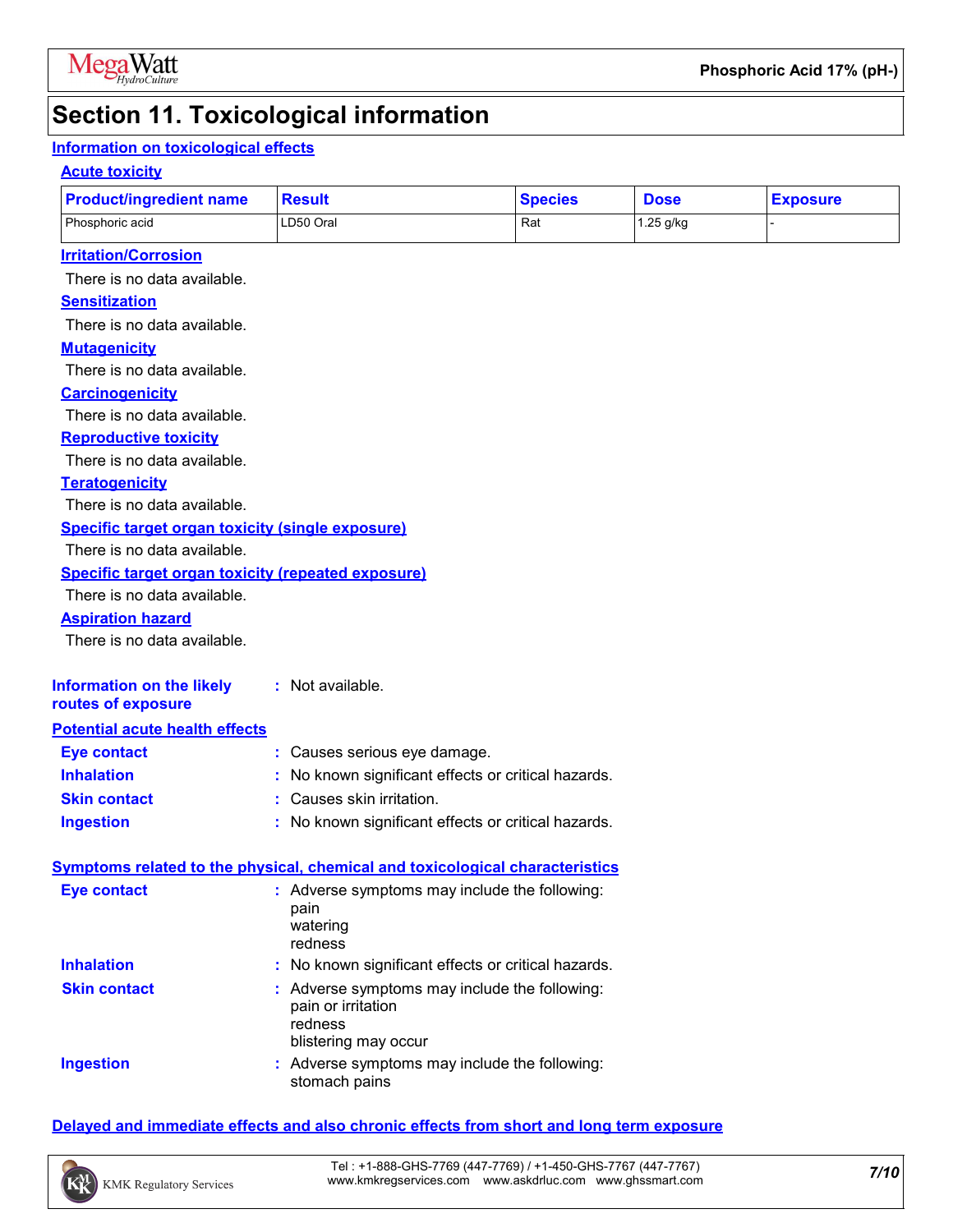# Section 11. Toxicological information

## Information on toxicological effects

### Acute toxicity

| Product/ingredient name | Result | Species | Dose | Exposure |
|---|---|---|---|---|
| Phosphoric acid | LD50 Oral | Rat | 1.25 g/kg | - |

### Irritation/Corrosion

There is no data available.

### Sensitization

There is no data available.

### Mutagenicity

There is no data available.

### Carcinogenicity

There is no data available.

### Reproductive toxicity

There is no data available.

### Teratogenicity

There is no data available.

### Specific target organ toxicity (single exposure)

There is no data available.

### Specific target organ toxicity (repeated exposure)

There is no data available.

### Aspiration hazard

There is no data available.

**Information on the likely routes of exposure** : Not available.

### Potential acute health effects

**Eye contact** : Causes serious eye damage.

**Inhalation** : No known significant effects or critical hazards.

**Skin contact** : Causes skin irritation.

**Ingestion** : No known significant effects or critical hazards.

### Symptoms related to the physical, chemical and toxicological characteristics

**Eye contact** : Adverse symptoms may include the following:
pain
watering
redness

**Inhalation** : No known significant effects or critical hazards.

**Skin contact** : Adverse symptoms may include the following:
pain or irritation
redness
blistering may occur

**Ingestion** : Adverse symptoms may include the following:
stomach pains

### Delayed and immediate effects and also chronic effects from short and long term exposure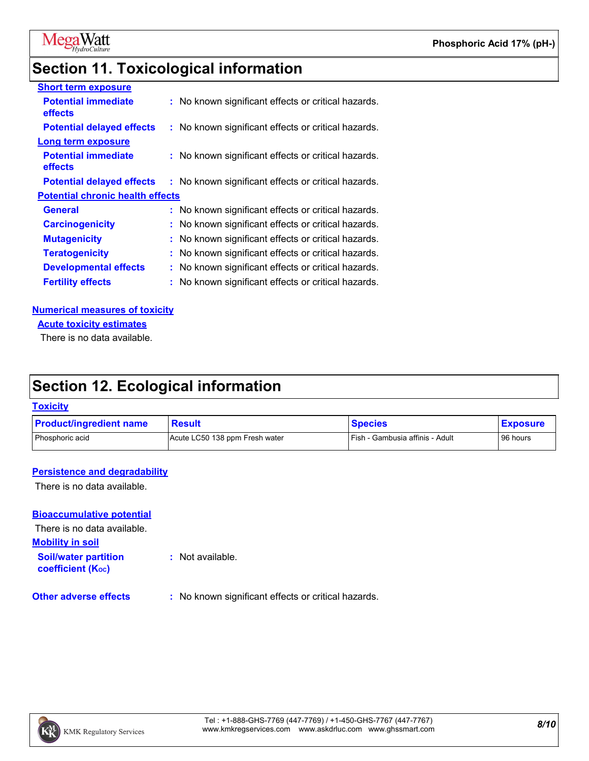## Section 11. Toxicological information

**Short term exposure**

**Potential immediate effects** : No known significant effects or critical hazards.

**Potential delayed effects** : No known significant effects or critical hazards.

**Long term exposure**

**Potential immediate effects** : No known significant effects or critical hazards.

**Potential delayed effects** : No known significant effects or critical hazards.

**Potential chronic health effects**

**General** : No known significant effects or critical hazards.

**Carcinogenicity** : No known significant effects or critical hazards.

**Mutagenicity** : No known significant effects or critical hazards.

**Teratogenicity** : No known significant effects or critical hazards.

**Developmental effects** : No known significant effects or critical hazards.

**Fertility effects** : No known significant effects or critical hazards.

**Numerical measures of toxicity**

**Acute toxicity estimates**

There is no data available.

## Section 12. Ecological information

**Toxicity**

| Product/ingredient name | Result | Species | Exposure |
|---|---|---|---|
| Phosphoric acid | Acute LC50 138 ppm Fresh water | Fish - Gambusia affinis - Adult | 96 hours |

**Persistence and degradability**

There is no data available.

**Bioaccumulative potential**

There is no data available.

**Mobility in soil**

**Soil/water partition coefficient ($K_{OC}$)** : Not available.

**Other adverse effects** : No known significant effects or critical hazards.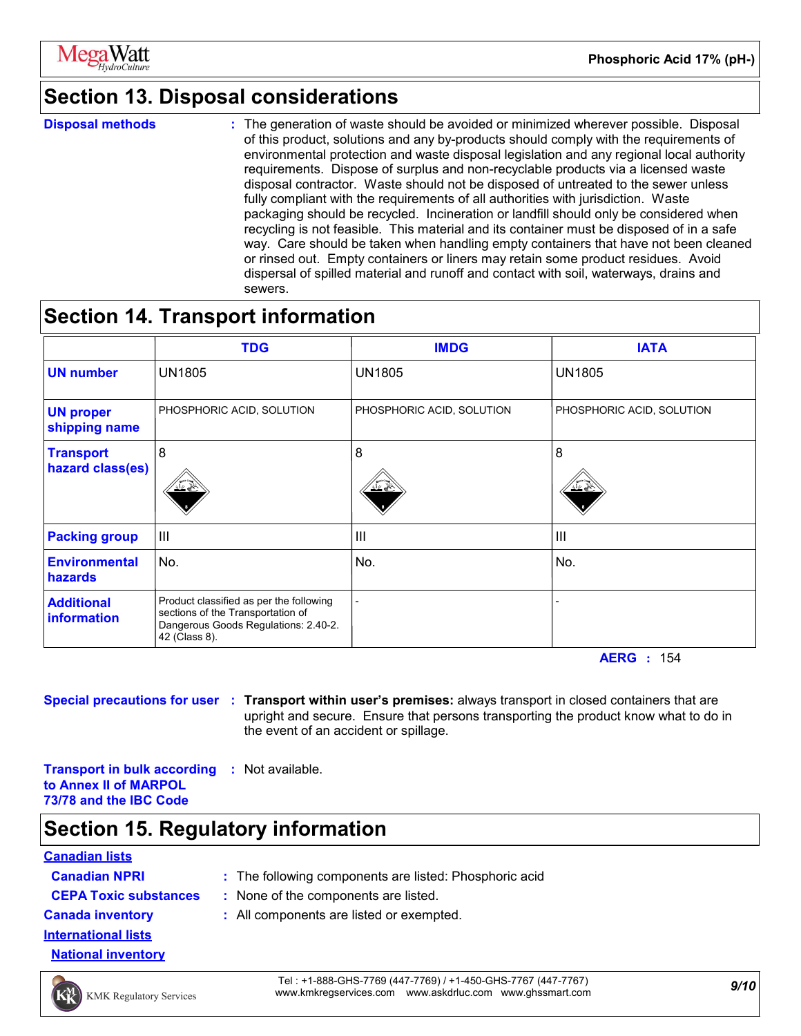## Section 13. Disposal considerations

**Disposal methods** : The generation of waste should be avoided or minimized wherever possible. Disposal of this product, solutions and any by-products should comply with the requirements of environmental protection and waste disposal legislation and any regional local authority requirements. Dispose of surplus and non-recyclable products via a licensed waste disposal contractor. Waste should not be disposed of untreated to the sewer unless fully compliant with the requirements of all authorities with jurisdiction. Waste packaging should be recycled. Incineration or landfill should only be considered when recycling is not feasible. This material and its container must be disposed of in a safe way. Care should be taken when handling empty containers that have not been cleaned or rinsed out. Empty containers or liners may retain some product residues. Avoid dispersal of spilled material and runoff and contact with soil, waterways, drains and sewers.

## Section 14. Transport information

| | TDG | IMDG | IATA |
|---|---|---|---|
| **UN number** | UN1805 | UN1805 | UN1805 |
| **UN proper shipping name** | PHOSPHORIC ACID, SOLUTION | PHOSPHORIC ACID, SOLUTION | PHOSPHORIC ACID, SOLUTION |
| **Transport hazard class(es)** | 8 | 8 | 8 |
| **Packing group** | III | III | III |
| **Environmental hazards** | No. | No. | No. |
| **Additional information** | Product classified as per the following sections of the Transportation of Dangerous Goods Regulations: 2.40-2.42 (Class 8). | - | - |

**AERG** : 154

**Special precautions for user** : **Transport within user's premises:** always transport in closed containers that are upright and secure. Ensure that persons transporting the product know what to do in the event of an accident or spillage.

**Transport in bulk according to Annex II of MARPOL 73/78 and the IBC Code** : Not available.

## Section 15. Regulatory information

**Canadian lists**

**Canadian NPRI** : The following components are listed: Phosphoric acid

**CEPA Toxic substances** : None of the components are listed.

**Canada inventory** : All components are listed or exempted.

**International lists**

**National inventory**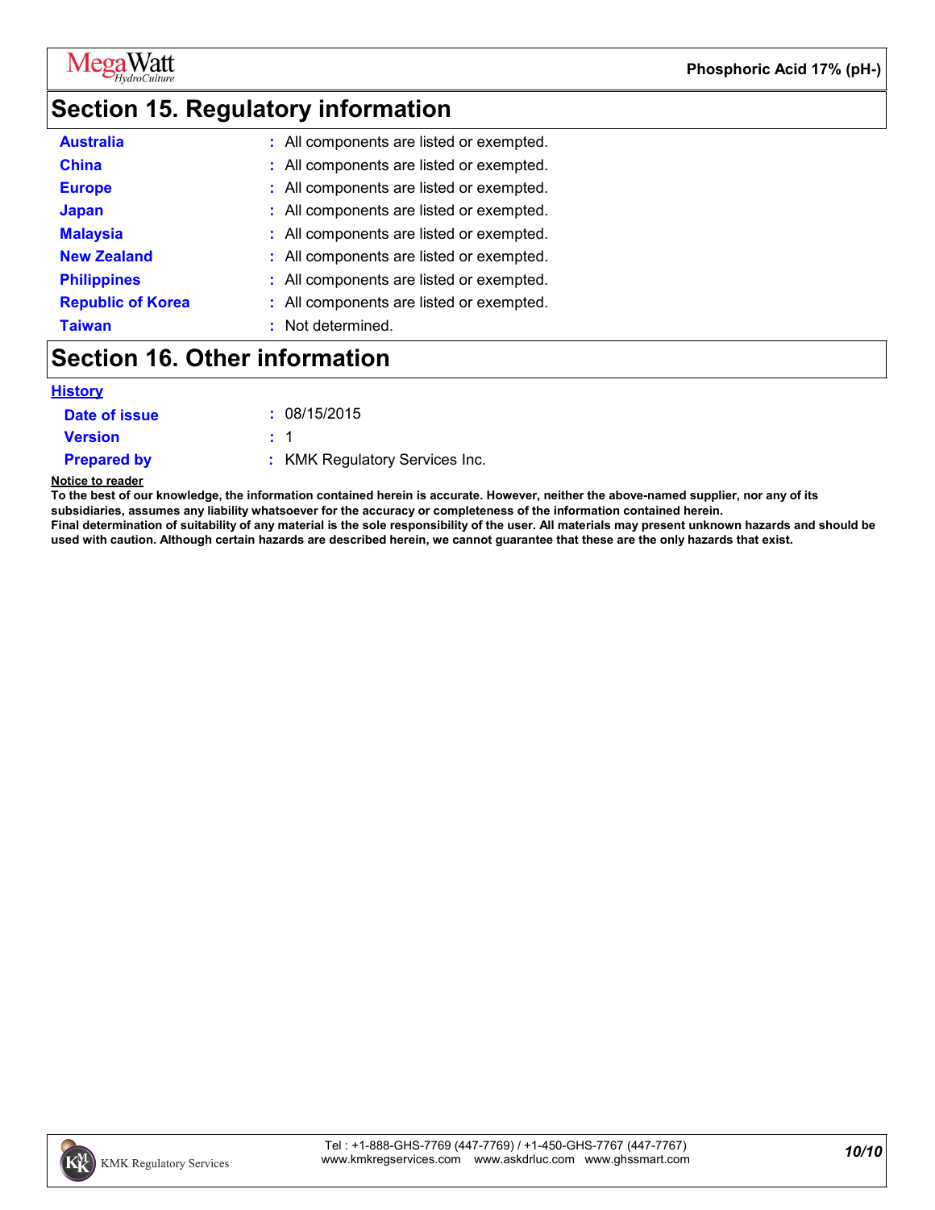## Section 15. Regulatory information

| | |
|---|---|
| **Australia** | : All components are listed or exempted. |
| **China** | : All components are listed or exempted. |
| **Europe** | : All components are listed or exempted. |
| **Japan** | : All components are listed or exempted. |
| **Malaysia** | : All components are listed or exempted. |
| **New Zealand** | : All components are listed or exempted. |
| **Philippines** | : All components are listed or exempted. |
| **Republic of Korea** | : All components are listed or exempted. |
| **Taiwan** | : Not determined. |

## Section 16. Other information

**History**

| | |
|---|---|
| **Date of issue** | : 08/15/2015 |
| **Version** | : 1 |
| **Prepared by** | : KMK Regulatory Services Inc. |

**Notice to reader**

**To the best of our knowledge, the information contained herein is accurate. However, neither the above-named supplier, nor any of its subsidiaries, assumes any liability whatsoever for the accuracy or completeness of the information contained herein.**
**Final determination of suitability of any material is the sole responsibility of the user. All materials may present unknown hazards and should be used with caution. Although certain hazards are described herein, we cannot guarantee that these are the only hazards that exist.**